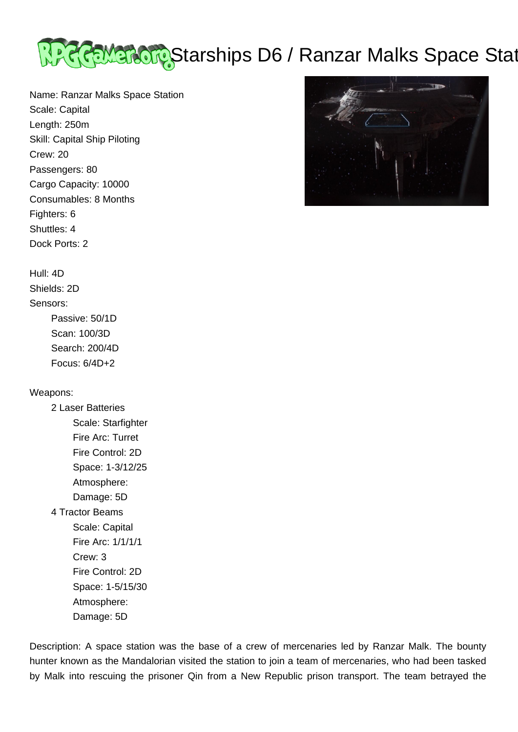# Starships D6 / Ranzar Malks Space Station

Name: Ranzar Malks Space Station
Scale: Capital
Length: 250m
Skill: Capital Ship Piloting
Crew: 20
Passengers: 80
Cargo Capacity: 10000
Consumables: 8 Months
Fighters: 6
Shuttles: 4
Dock Ports: 2

Hull: 4D
Shields: 2D
Sensors:
- Passive: 50/1D
- Scan: 100/3D
- Search: 200/4D
- Focus: 6/4D+2

Weapons:
- 2 Laser Batteries
  - Scale: Starfighter
  - Fire Arc: Turret
  - Fire Control: 2D
  - Space: 1-3/12/25
  - Atmosphere:
  - Damage: 5D
- 4 Tractor Beams
  - Scale: Capital
  - Fire Arc: 1/1/1/1
  - Crew: 3
  - Fire Control: 2D
  - Space: 1-5/15/30
  - Atmosphere:
  - Damage: 5D

Description: A space station was the base of a crew of mercenaries led by Ranzar Malk. The bounty hunter known as the Mandalorian visited the station to join a team of mercenaries, who had been tasked by Malk into rescuing the prisoner Qin from a New Republic prison transport. The team betrayed the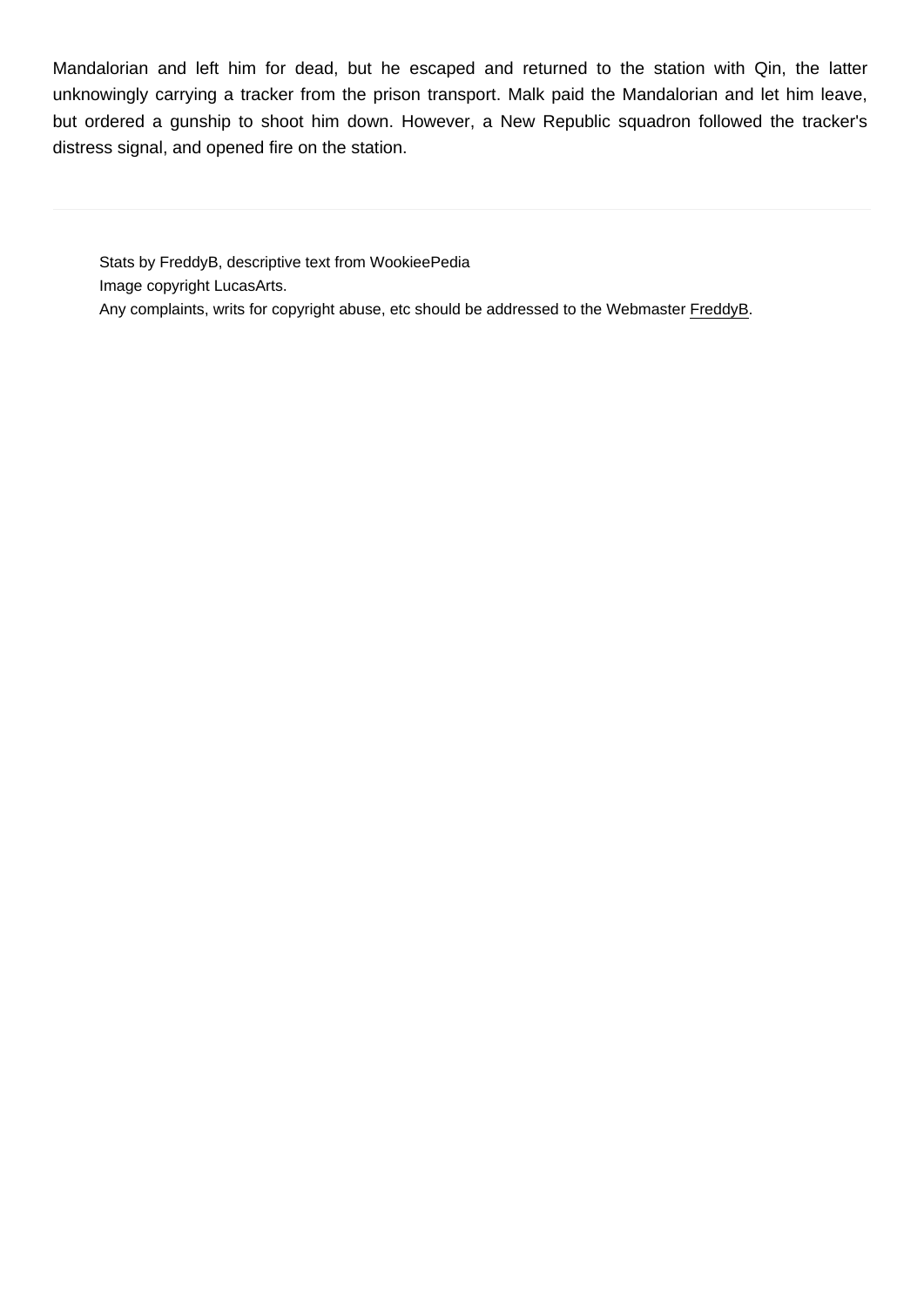Mandalorian and left him for dead, but he escaped and returned to the station with Qin, the latter unknowingly carrying a tracker from the prison transport. Malk paid the Mandalorian and let him leave, but ordered a gunship to shoot him down. However, a New Republic squadron followed the tracker's distress signal, and opened fire on the station.

---

Stats by FreddyB, descriptive text from WookieePedia
Image copyright LucasArts.
Any complaints, writs for copyright abuse, etc should be addressed to the Webmaster FreddyB.